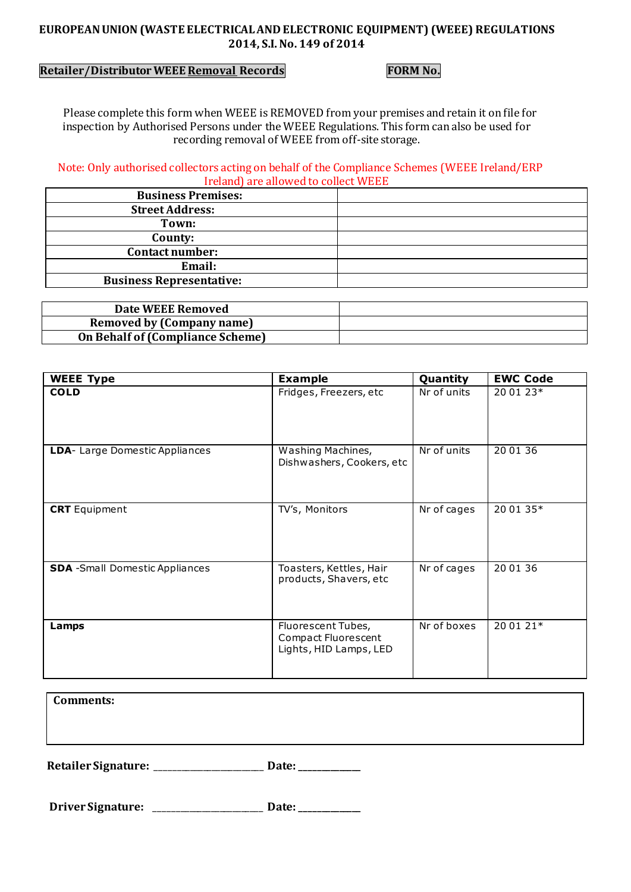# EUROPEAN UNION (WASTE ELECTRICAL AND ELECTRONIC EQUIPMENT) (WEEE) REGULATIONS 2014, S.I. No. 149 of 2014

**Retailer/Distributor WEEE Removal Records** **FORM No.**

Please complete this form when WEEE is REMOVED from your premises and retain it on file for inspection by Authorised Persons under the WEEE Regulations. This form can also be used for recording removal of WEEE from off-site storage.

Note: Only authorised collectors acting on behalf of the Compliance Schemes (WEEE Ireland/ERP Ireland) are allowed to collect WEEE

| | |
|---|---|
| **Business Premises:** | |
| **Street Address:** | |
| **Town:** | |
| **County:** | |
| **Contact number:** | |
| **Email:** | |
| **Business Representative:** | |

| | |
|---|---|
| **Date WEEE Removed** | |
| **Removed by (Company name)** | |
| **On Behalf of (Compliance Scheme)** | |

| WEEE Type | Example | Quantity | EWC Code |
|---|---|---|---|
| **COLD** | Fridges, Freezers, etc | Nr of units | 20 01 23* |
| **LDA**- Large Domestic Appliances | Washing Machines, Dishwashers, Cookers, etc | Nr of units | 20 01 36 |
| **CRT** Equipment | TV's, Monitors | Nr of cages | 20 01 35* |
| **SDA** -Small Domestic Appliances | Toasters, Kettles, Hair products, Shavers, etc | Nr of cages | 20 01 36 |
| **Lamps** | Fluorescent Tubes, Compact Fluorescent Lights, HID Lamps, LED | Nr of boxes | 20 01 21* |

**Comments:**

**Retailer Signature:** ____________________ **Date:** ___________

**Driver Signature:** ____________________ **Date:** ___________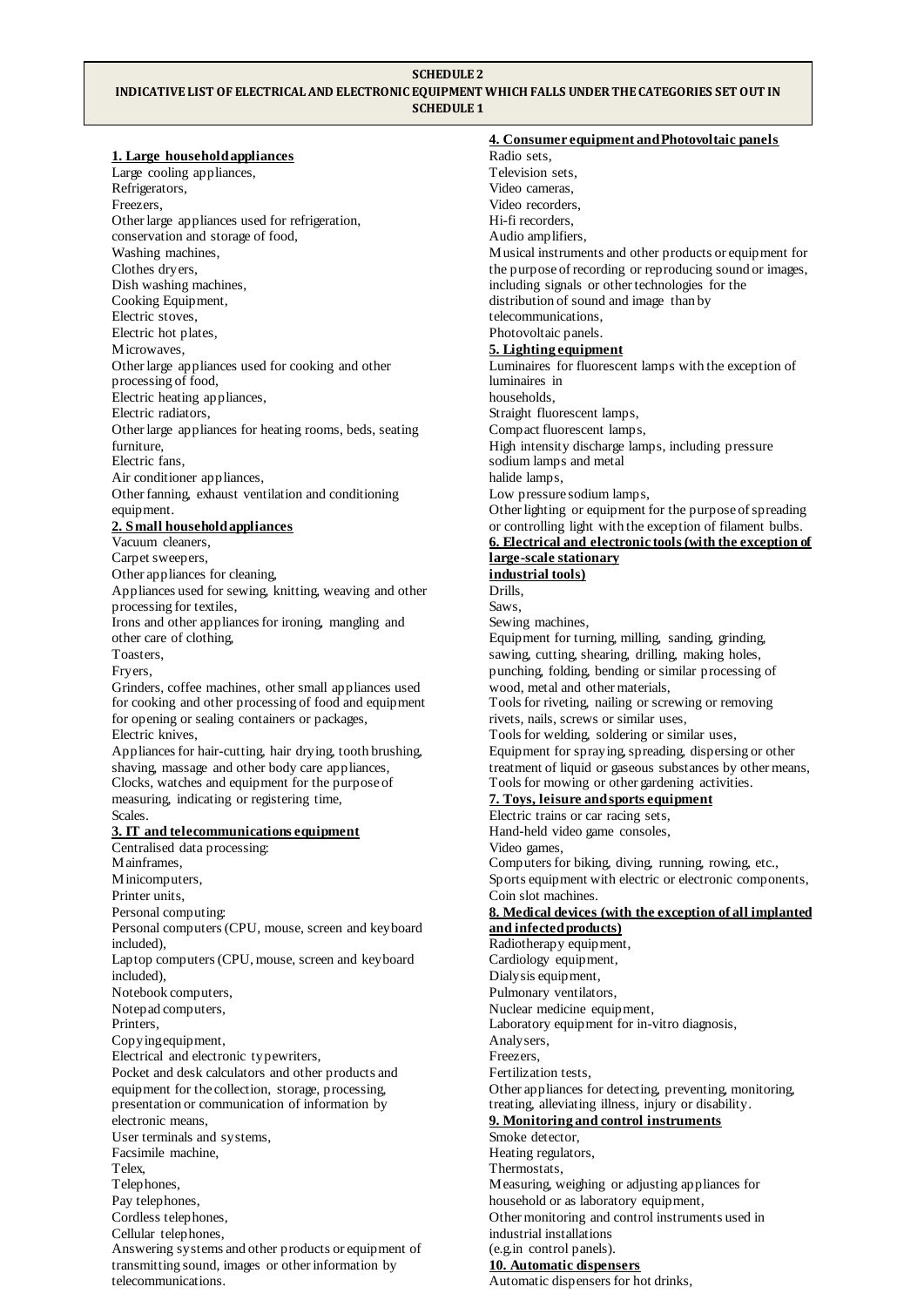**SCHEDULE 2**

**INDICATIVE LIST OF ELECTRICAL AND ELECTRONIC EQUIPMENT WHICH FALLS UNDER THE CATEGORIES SET OUT IN SCHEDULE 1**

**1. Large household appliances**

Large cooling appliances,
Refrigerators,
Freezers,
Other large appliances used for refrigeration, conservation and storage of food,
Washing machines,
Clothes dryers,
Dish washing machines,
Cooking Equipment,
Electric stoves,
Electric hot plates,
Microwaves,
Other large appliances used for cooking and other processing of food,
Electric heating appliances,
Electric radiators,
Other large appliances for heating rooms, beds, seating furniture,
Electric fans,
Air conditioner appliances,
Other fanning, exhaust ventilation and conditioning equipment.

**2. Small household appliances**

Vacuum cleaners,
Carpet sweepers,
Other appliances for cleaning,
Appliances used for sewing, knitting, weaving and other processing for textiles,
Irons and other appliances for ironing, mangling and other care of clothing,
Toasters,
Fryers,
Grinders, coffee machines, other small appliances used for cooking and other processing of food and equipment for opening or sealing containers or packages,
Electric knives,
Appliances for hair-cutting, hair drying, tooth brushing, shaving, massage and other body care appliances,
Clocks, watches and equipment for the purpose of measuring, indicating or registering time,
Scales.

**3. IT and telecommunications equipment**

Centralised data processing:
Mainframes,
Minicomputers,
Printer units,
Personal computing:
Personal computers (CPU, mouse, screen and keyboard included),
Laptop computers (CPU, mouse, screen and keyboard included),
Notebook computers,
Notepad computers,
Printers,
Copying equipment,
Electrical and electronic typewriters,
Pocket and desk calculators and other products and equipment for the collection, storage, processing, presentation or communication of information by electronic means,
User terminals and systems,
Facsimile machine,
Telex,
Telephones,
Pay telephones,
Cordless telephones,
Cellular telephones,
Answering systems and other products or equipment of transmitting sound, images or other information by telecommunications.

**4. Consumer equipment and Photovoltaic panels**

Radio sets,
Television sets,
Video cameras,
Video recorders,
Hi-fi recorders,
Audio amplifiers,
Musical instruments and other products or equipment for the purpose of recording or reproducing sound or images, including signals or other technologies for the distribution of sound and image than by telecommunications,
Photovoltaic panels.

**5. Lighting equipment**

Luminaires for fluorescent lamps with the exception of luminaires in households,
Straight fluorescent lamps,
Compact fluorescent lamps,
High intensity discharge lamps, including pressure sodium lamps and metal halide lamps,
Low pressure sodium lamps,
Other lighting or equipment for the purpose of spreading or controlling light with the exception of filament bulbs.

**6. Electrical and electronic tools (with the exception of large-scale stationary industrial tools)**

Drills,
Saws,
Sewing machines,
Equipment for turning, milling, sanding, grinding, sawing, cutting, shearing, drilling, making holes, punching, folding, bending or similar processing of wood, metal and other materials,
Tools for riveting, nailing or screwing or removing rivets, nails, screws or similar uses,
Tools for welding, soldering or similar uses,
Equipment for spraying, spreading, dispersing or other treatment of liquid or gaseous substances by other means,
Tools for mowing or other gardening activities.

**7. Toys, leisure and sports equipment**

Electric trains or car racing sets,
Hand-held video game consoles,
Video games,
Computers for biking, diving, running, rowing, etc.,
Sports equipment with electric or electronic components,
Coin slot machines.

**8. Medical devices (with the exception of all implanted and infected products)**

Radiotherapy equipment,
Cardiology equipment,
Dialysis equipment,
Pulmonary ventilators,
Nuclear medicine equipment,
Laboratory equipment for in-vitro diagnosis,
Analysers,
Freezers,
Fertilization tests,
Other appliances for detecting, preventing, monitoring, treating, alleviating illness, injury or disability.

**9. Monitoring and control instruments**

Smoke detector,
Heating regulators,
Thermostats,
Measuring, weighing or adjusting appliances for household or as laboratory equipment,
Other monitoring and control instruments used in industrial installations (e.g.in control panels).

**10. Automatic dispensers**

Automatic dispensers for hot drinks,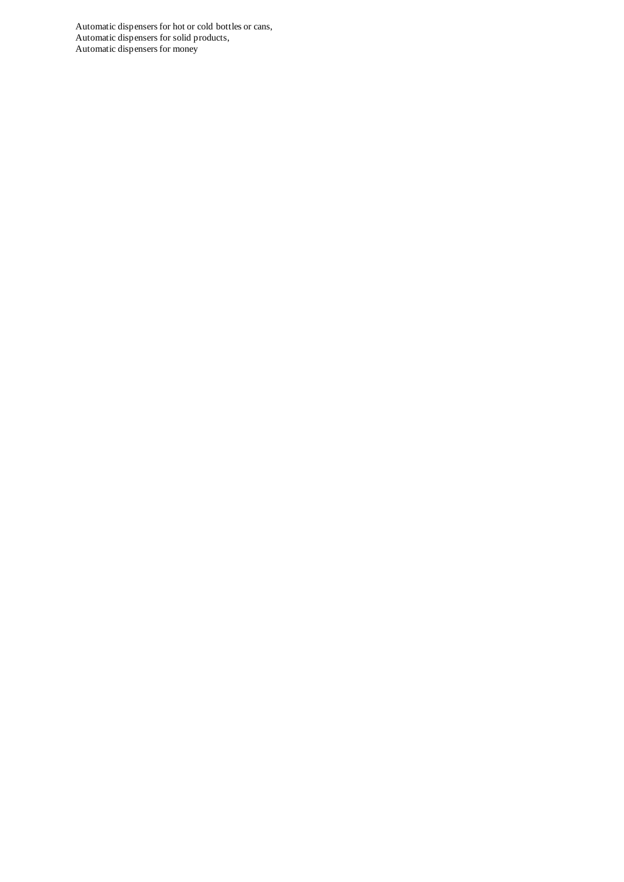Automatic dispensers for hot or cold bottles or cans,
Automatic dispensers for solid products,
Automatic dispensers for money